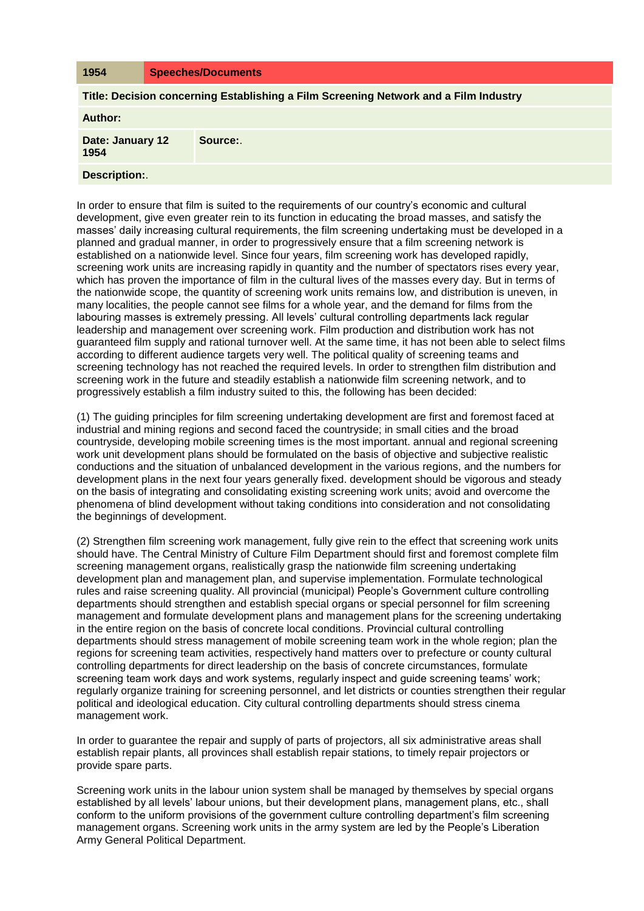| 1954 | Speeches/Documents |
| --- | --- |
| **Title: Decision concerning Establishing a Film Screening Network and a Film Industry** | |
| **Author:** | |
| **Date: January 12 1954** | **Source:**. |
| **Description:**. | |

In order to ensure that film is suited to the requirements of our country's economic and cultural development, give even greater rein to its function in educating the broad masses, and satisfy the masses' daily increasing cultural requirements, the film screening undertaking must be developed in a planned and gradual manner, in order to progressively ensure that a film screening network is established on a nationwide level. Since four years, film screening work has developed rapidly, screening work units are increasing rapidly in quantity and the number of spectators rises every year, which has proven the importance of film in the cultural lives of the masses every day. But in terms of the nationwide scope, the quantity of screening work units remains low, and distribution is uneven, in many localities, the people cannot see films for a whole year, and the demand for films from the labouring masses is extremely pressing. All levels' cultural controlling departments lack regular leadership and management over screening work. Film production and distribution work has not guaranteed film supply and rational turnover well. At the same time, it has not been able to select films according to different audience targets very well. The political quality of screening teams and screening technology has not reached the required levels. In order to strengthen film distribution and screening work in the future and steadily establish a nationwide film screening network, and to progressively establish a film industry suited to this, the following has been decided:

(1) The guiding principles for film screening undertaking development are first and foremost faced at industrial and mining regions and second faced the countryside; in small cities and the broad countryside, developing mobile screening times is the most important. annual and regional screening work unit development plans should be formulated on the basis of objective and subjective realistic conductions and the situation of unbalanced development in the various regions, and the numbers for development plans in the next four years generally fixed. development should be vigorous and steady on the basis of integrating and consolidating existing screening work units; avoid and overcome the phenomena of blind development without taking conditions into consideration and not consolidating the beginnings of development.

(2) Strengthen film screening work management, fully give rein to the effect that screening work units should have. The Central Ministry of Culture Film Department should first and foremost complete film screening management organs, realistically grasp the nationwide film screening undertaking development plan and management plan, and supervise implementation. Formulate technological rules and raise screening quality. All provincial (municipal) People's Government culture controlling departments should strengthen and establish special organs or special personnel for film screening management and formulate development plans and management plans for the screening undertaking in the entire region on the basis of concrete local conditions. Provincial cultural controlling departments should stress management of mobile screening team work in the whole region; plan the regions for screening team activities, respectively hand matters over to prefecture or county cultural controlling departments for direct leadership on the basis of concrete circumstances, formulate screening team work days and work systems, regularly inspect and guide screening teams' work; regularly organize training for screening personnel, and let districts or counties strengthen their regular political and ideological education. City cultural controlling departments should stress cinema management work.

In order to guarantee the repair and supply of parts of projectors, all six administrative areas shall establish repair plants, all provinces shall establish repair stations, to timely repair projectors or provide spare parts.

Screening work units in the labour union system shall be managed by themselves by special organs established by all levels' labour unions, but their development plans, management plans, etc., shall conform to the uniform provisions of the government culture controlling department's film screening management organs. Screening work units in the army system are led by the People's Liberation Army General Political Department.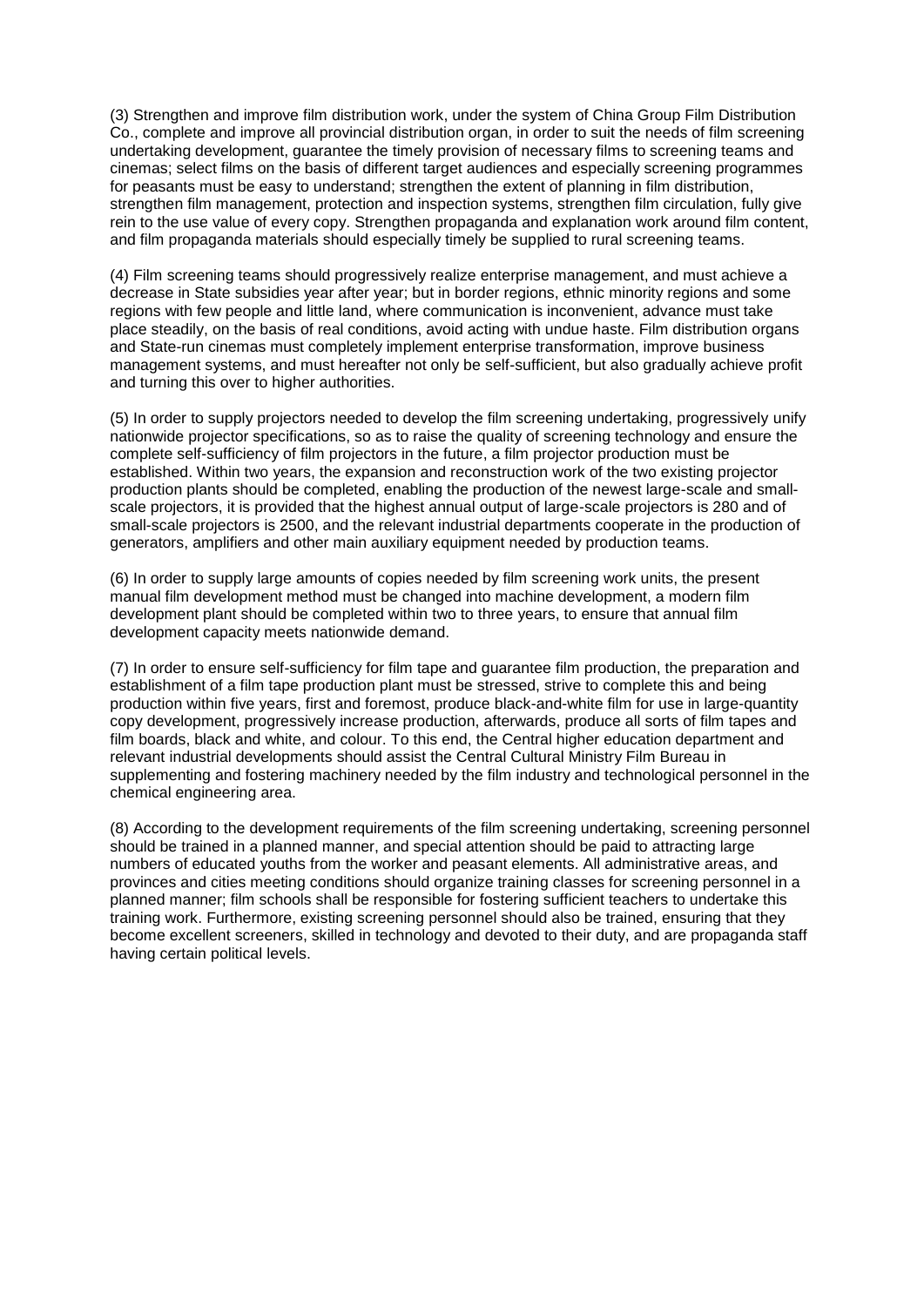(3) Strengthen and improve film distribution work, under the system of China Group Film Distribution Co., complete and improve all provincial distribution organ, in order to suit the needs of film screening undertaking development, guarantee the timely provision of necessary films to screening teams and cinemas; select films on the basis of different target audiences and especially screening programmes for peasants must be easy to understand; strengthen the extent of planning in film distribution, strengthen film management, protection and inspection systems, strengthen film circulation, fully give rein to the use value of every copy. Strengthen propaganda and explanation work around film content, and film propaganda materials should especially timely be supplied to rural screening teams.

(4) Film screening teams should progressively realize enterprise management, and must achieve a decrease in State subsidies year after year; but in border regions, ethnic minority regions and some regions with few people and little land, where communication is inconvenient, advance must take place steadily, on the basis of real conditions, avoid acting with undue haste. Film distribution organs and State-run cinemas must completely implement enterprise transformation, improve business management systems, and must hereafter not only be self-sufficient, but also gradually achieve profit and turning this over to higher authorities.

(5) In order to supply projectors needed to develop the film screening undertaking, progressively unify nationwide projector specifications, so as to raise the quality of screening technology and ensure the complete self-sufficiency of film projectors in the future, a film projector production must be established. Within two years, the expansion and reconstruction work of the two existing projector production plants should be completed, enabling the production of the newest large-scale and small-scale projectors, it is provided that the highest annual output of large-scale projectors is 280 and of small-scale projectors is 2500, and the relevant industrial departments cooperate in the production of generators, amplifiers and other main auxiliary equipment needed by production teams.

(6) In order to supply large amounts of copies needed by film screening work units, the present manual film development method must be changed into machine development, a modern film development plant should be completed within two to three years, to ensure that annual film development capacity meets nationwide demand.

(7) In order to ensure self-sufficiency for film tape and guarantee film production, the preparation and establishment of a film tape production plant must be stressed, strive to complete this and being production within five years, first and foremost, produce black-and-white film for use in large-quantity copy development, progressively increase production, afterwards, produce all sorts of film tapes and film boards, black and white, and colour. To this end, the Central higher education department and relevant industrial developments should assist the Central Cultural Ministry Film Bureau in supplementing and fostering machinery needed by the film industry and technological personnel in the chemical engineering area.

(8) According to the development requirements of the film screening undertaking, screening personnel should be trained in a planned manner, and special attention should be paid to attracting large numbers of educated youths from the worker and peasant elements. All administrative areas, and provinces and cities meeting conditions should organize training classes for screening personnel in a planned manner; film schools shall be responsible for fostering sufficient teachers to undertake this training work. Furthermore, existing screening personnel should also be trained, ensuring that they become excellent screeners, skilled in technology and devoted to their duty, and are propaganda staff having certain political levels.